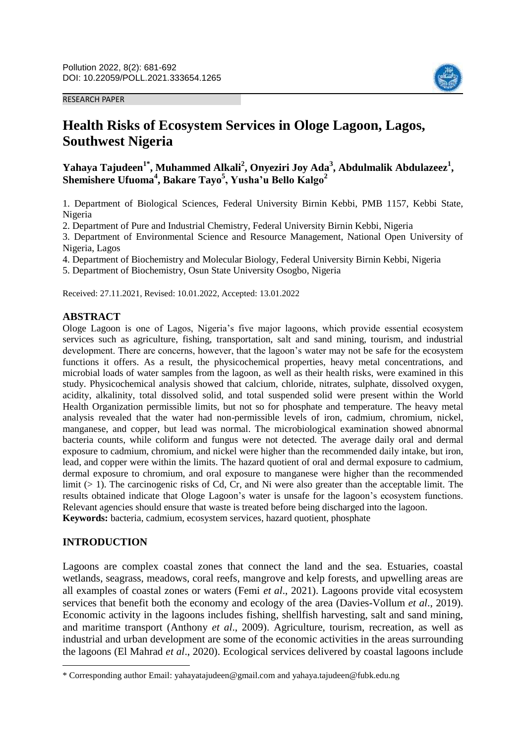RESEARCH PAPER

# Health Risks of Ecosystem Services in Ologe Lagoon, Lagos, Southwest Nigeria

**Yahaya Tajudeen[1*], Muhammed Alkali[2], Onyeziri Joy Ada[3], Abdulmalik Abdulazeez[1], Shemishere Ufuoma[4], Bakare Tayo[5], Yusha'u Bello Kalgo[2]**

1. Department of Biological Sciences, Federal University Birnin Kebbi, PMB 1157, Kebbi State, Nigeria
2. Department of Pure and Industrial Chemistry, Federal University Birnin Kebbi, Nigeria
3. Department of Environmental Science and Resource Management, National Open University of Nigeria, Lagos
4. Department of Biochemistry and Molecular Biology, Federal University Birnin Kebbi, Nigeria
5. Department of Biochemistry, Osun State University Osogbo, Nigeria

Received: 27.11.2021, Revised: 10.01.2022, Accepted: 13.01.2022

## ABSTRACT

Ologe Lagoon is one of Lagos, Nigeria's five major lagoons, which provide essential ecosystem services such as agriculture, fishing, transportation, salt and sand mining, tourism, and industrial development. There are concerns, however, that the lagoon's water may not be safe for the ecosystem functions it offers. As a result, the physicochemical properties, heavy metal concentrations, and microbial loads of water samples from the lagoon, as well as their health risks, were examined in this study. Physicochemical analysis showed that calcium, chloride, nitrates, sulphate, dissolved oxygen, acidity, alkalinity, total dissolved solid, and total suspended solid were present within the World Health Organization permissible limits, but not so for phosphate and temperature. The heavy metal analysis revealed that the water had non-permissible levels of iron, cadmium, chromium, nickel, manganese, and copper, but lead was normal. The microbiological examination showed abnormal bacteria counts, while coliform and fungus were not detected. The average daily oral and dermal exposure to cadmium, chromium, and nickel were higher than the recommended daily intake, but iron, lead, and copper were within the limits. The hazard quotient of oral and dermal exposure to cadmium, dermal exposure to chromium, and oral exposure to manganese were higher than the recommended limit (> 1). The carcinogenic risks of Cd, Cr, and Ni were also greater than the acceptable limit. The results obtained indicate that Ologe Lagoon's water is unsafe for the lagoon's ecosystem functions. Relevant agencies should ensure that waste is treated before being discharged into the lagoon.

**Keywords:** bacteria, cadmium, ecosystem services, hazard quotient, phosphate

## INTRODUCTION

Lagoons are complex coastal zones that connect the land and the sea. Estuaries, coastal wetlands, seagrass, meadows, coral reefs, mangrove and kelp forests, and upwelling areas are all examples of coastal zones or waters (Femi *et al*., 2021). Lagoons provide vital ecosystem services that benefit both the economy and ecology of the area (Davies-Vollum *et al*., 2019). Economic activity in the lagoons includes fishing, shellfish harvesting, salt and sand mining, and maritime transport (Anthony *et al*., 2009). Agriculture, tourism, recreation, as well as industrial and urban development are some of the economic activities in the areas surrounding the lagoons (El Mahrad *et al*., 2020). Ecological services delivered by coastal lagoons include

\* Corresponding author Email: yahayatajudeen@gmail.com and yahaya.tajudeen@fubk.edu.ng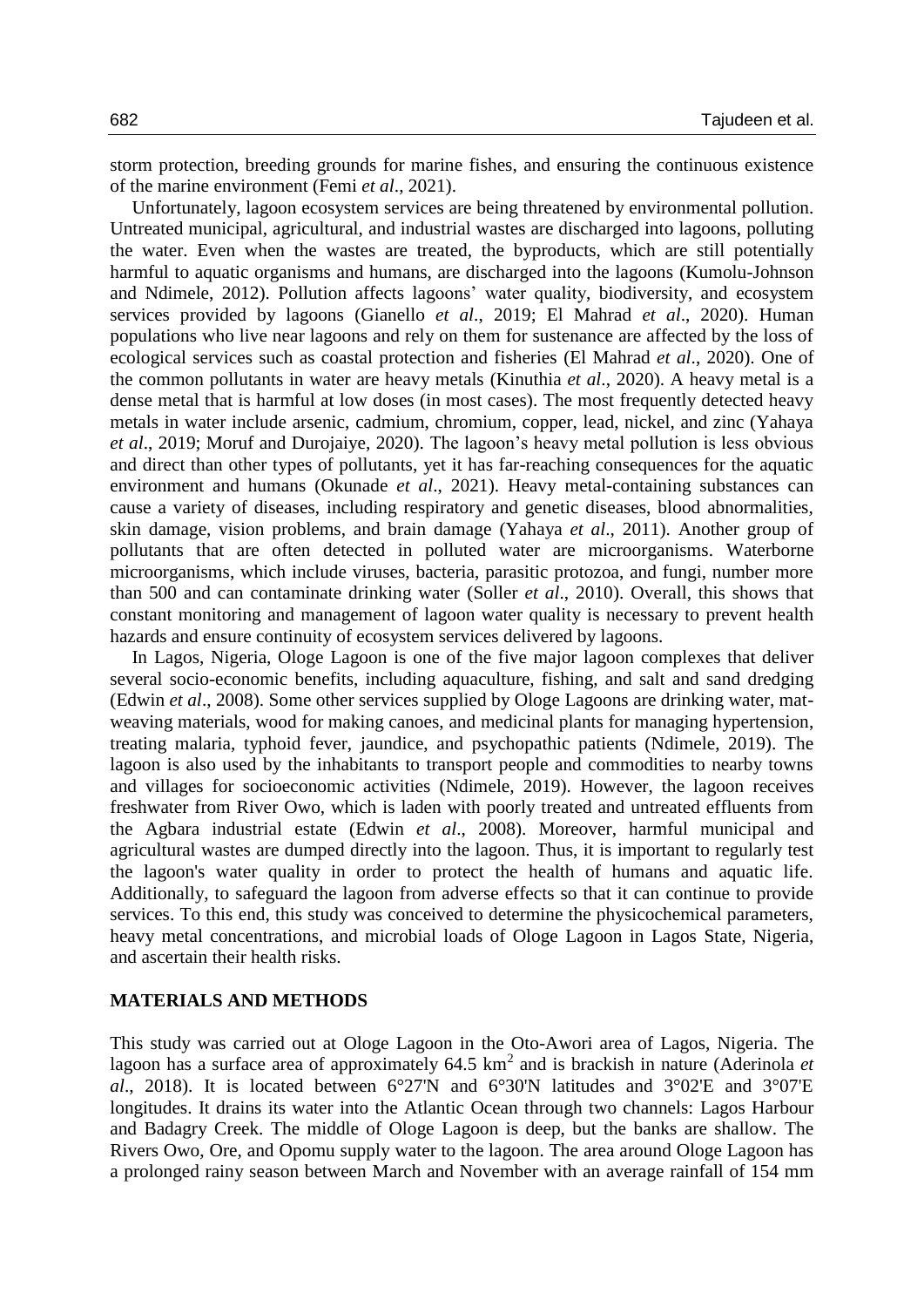storm protection, breeding grounds for marine fishes, and ensuring the continuous existence of the marine environment (Femi *et al*., 2021).

Unfortunately, lagoon ecosystem services are being threatened by environmental pollution. Untreated municipal, agricultural, and industrial wastes are discharged into lagoons, polluting the water. Even when the wastes are treated, the byproducts, which are still potentially harmful to aquatic organisms and humans, are discharged into the lagoons (Kumolu-Johnson and Ndimele, 2012). Pollution affects lagoons' water quality, biodiversity, and ecosystem services provided by lagoons (Gianello *et al*., 2019; El Mahrad *et al*., 2020). Human populations who live near lagoons and rely on them for sustenance are affected by the loss of ecological services such as coastal protection and fisheries (El Mahrad *et al*., 2020). One of the common pollutants in water are heavy metals (Kinuthia *et al*., 2020). A heavy metal is a dense metal that is harmful at low doses (in most cases). The most frequently detected heavy metals in water include arsenic, cadmium, chromium, copper, lead, nickel, and zinc (Yahaya *et al*., 2019; Moruf and Durojaiye, 2020). The lagoon's heavy metal pollution is less obvious and direct than other types of pollutants, yet it has far-reaching consequences for the aquatic environment and humans (Okunade *et al*., 2021). Heavy metal-containing substances can cause a variety of diseases, including respiratory and genetic diseases, blood abnormalities, skin damage, vision problems, and brain damage (Yahaya *et al*., 2011). Another group of pollutants that are often detected in polluted water are microorganisms. Waterborne microorganisms, which include viruses, bacteria, parasitic protozoa, and fungi, number more than 500 and can contaminate drinking water (Soller *et al*., 2010). Overall, this shows that constant monitoring and management of lagoon water quality is necessary to prevent health hazards and ensure continuity of ecosystem services delivered by lagoons.

In Lagos, Nigeria, Ologe Lagoon is one of the five major lagoon complexes that deliver several socio-economic benefits, including aquaculture, fishing, and salt and sand dredging (Edwin *et al*., 2008). Some other services supplied by Ologe Lagoons are drinking water, mat-weaving materials, wood for making canoes, and medicinal plants for managing hypertension, treating malaria, typhoid fever, jaundice, and psychopathic patients (Ndimele, 2019). The lagoon is also used by the inhabitants to transport people and commodities to nearby towns and villages for socioeconomic activities (Ndimele, 2019). However, the lagoon receives freshwater from River Owo, which is laden with poorly treated and untreated effluents from the Agbara industrial estate (Edwin *et al*., 2008). Moreover, harmful municipal and agricultural wastes are dumped directly into the lagoon. Thus, it is important to regularly test the lagoon's water quality in order to protect the health of humans and aquatic life. Additionally, to safeguard the lagoon from adverse effects so that it can continue to provide services. To this end, this study was conceived to determine the physicochemical parameters, heavy metal concentrations, and microbial loads of Ologe Lagoon in Lagos State, Nigeria, and ascertain their health risks.

## MATERIALS AND METHODS

This study was carried out at Ologe Lagoon in the Oto-Awori area of Lagos, Nigeria. The lagoon has a surface area of approximately 64.5 $km^2$ and is brackish in nature (Aderinola *et al*., 2018). It is located between 6°27'N and 6°30'N latitudes and 3°02'E and 3°07'E longitudes. It drains its water into the Atlantic Ocean through two channels: Lagos Harbour and Badagry Creek. The middle of Ologe Lagoon is deep, but the banks are shallow. The Rivers Owo, Ore, and Opomu supply water to the lagoon. The area around Ologe Lagoon has a prolonged rainy season between March and November with an average rainfall of 154 mm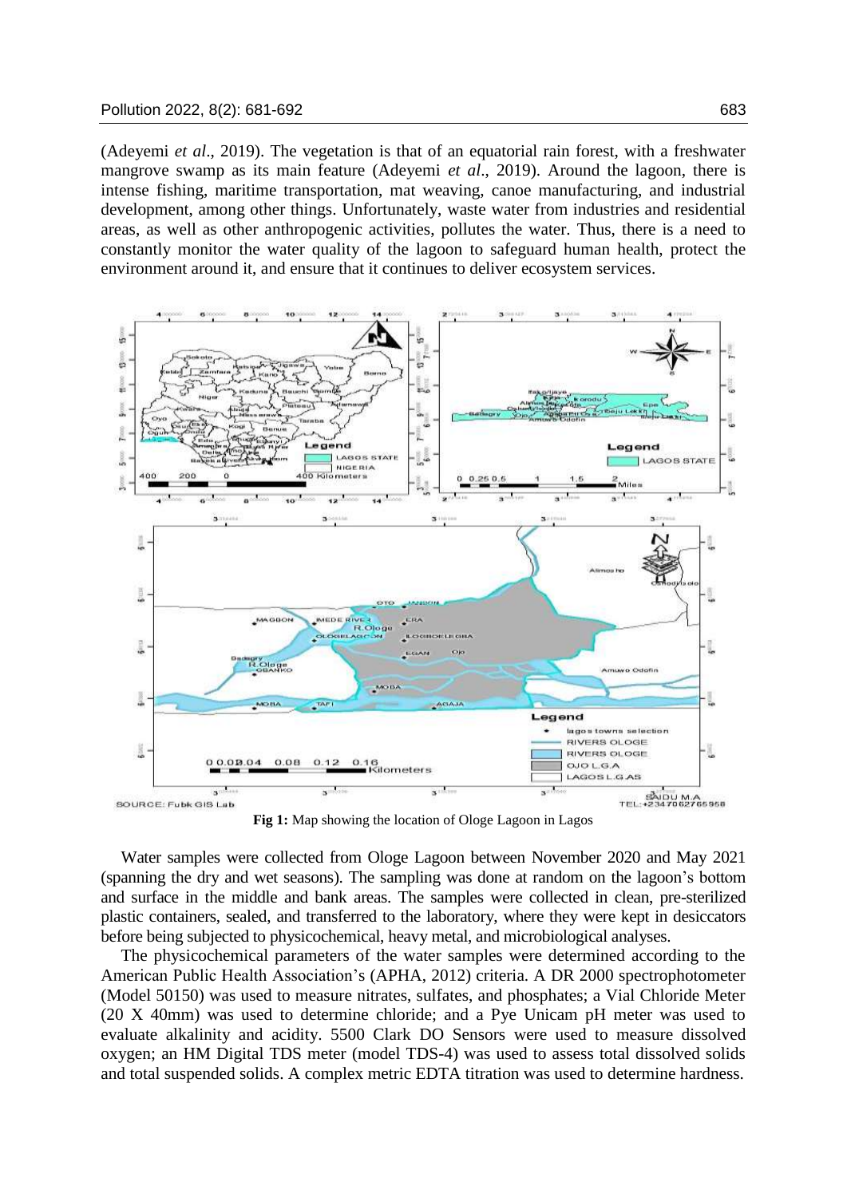(Adeyemi *et al*., 2019). The vegetation is that of an equatorial rain forest, with a freshwater mangrove swamp as its main feature (Adeyemi *et al*., 2019). Around the lagoon, there is intense fishing, maritime transportation, mat weaving, canoe manufacturing, and industrial development, among other things. Unfortunately, waste water from industries and residential areas, as well as other anthropogenic activities, pollutes the water. Thus, there is a need to constantly monitor the water quality of the lagoon to safeguard human health, protect the environment around it, and ensure that it continues to deliver ecosystem services.

**Fig 1:** Map showing the location of Ologe Lagoon in Lagos

Water samples were collected from Ologe Lagoon between November 2020 and May 2021 (spanning the dry and wet seasons). The sampling was done at random on the lagoon's bottom and surface in the middle and bank areas. The samples were collected in clean, pre-sterilized plastic containers, sealed, and transferred to the laboratory, where they were kept in desiccators before being subjected to physicochemical, heavy metal, and microbiological analyses.

The physicochemical parameters of the water samples were determined according to the American Public Health Association's (APHA, 2012) criteria. A DR 2000 spectrophotometer (Model 50150) was used to measure nitrates, sulfates, and phosphates; a Vial Chloride Meter (20 X 40mm) was used to determine chloride; and a Pye Unicam pH meter was used to evaluate alkalinity and acidity. 5500 Clark DO Sensors were used to measure dissolved oxygen; an HM Digital TDS meter (model TDS-4) was used to assess total dissolved solids and total suspended solids. A complex metric EDTA titration was used to determine hardness.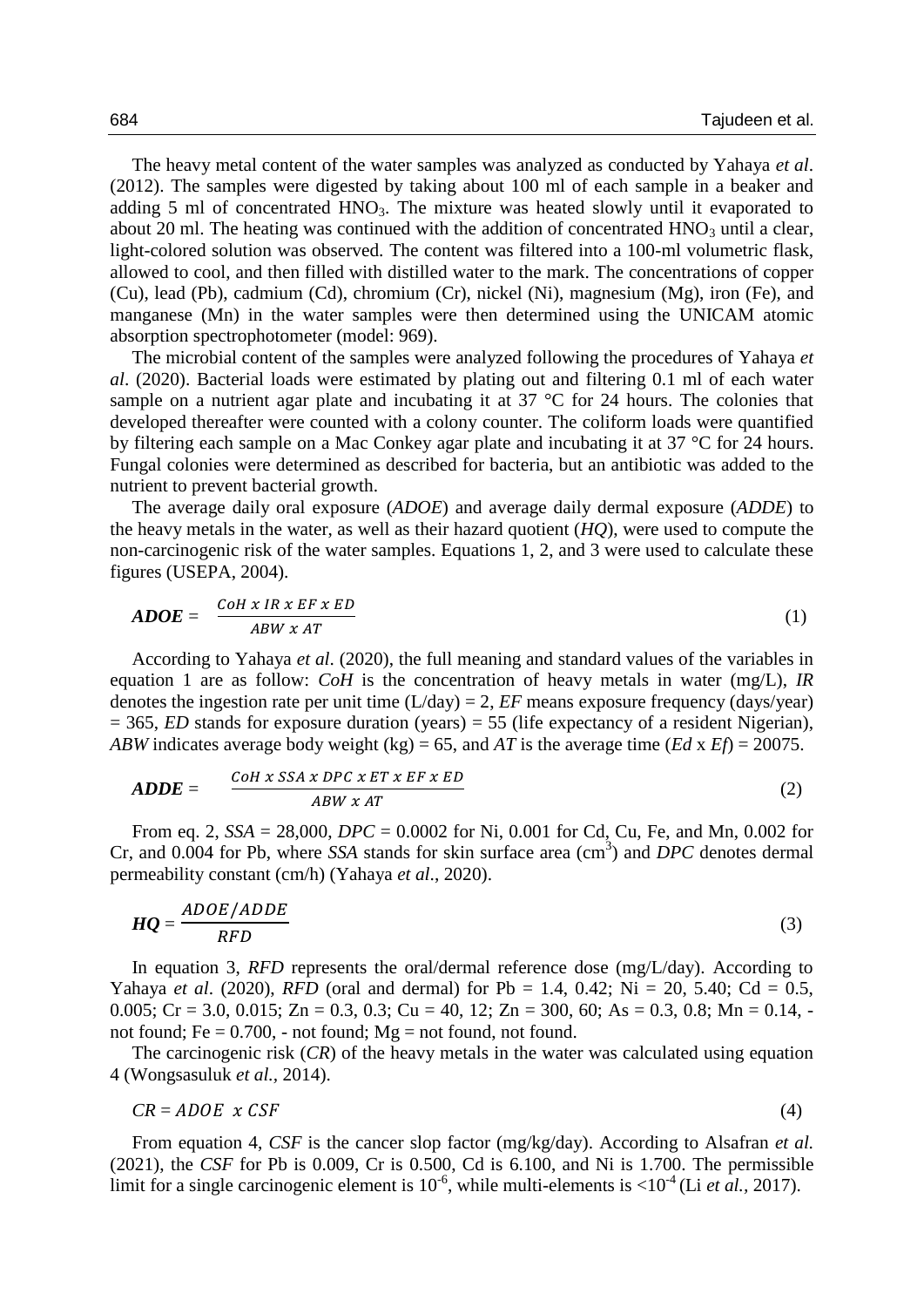The heavy metal content of the water samples was analyzed as conducted by Yahaya *et al*. (2012). The samples were digested by taking about 100 ml of each sample in a beaker and adding 5 ml of concentrated $HNO_3$. The mixture was heated slowly until it evaporated to about 20 ml. The heating was continued with the addition of concentrated $HNO_3$ until a clear, light-colored solution was observed. The content was filtered into a 100-ml volumetric flask, allowed to cool, and then filled with distilled water to the mark. The concentrations of copper (Cu), lead (Pb), cadmium (Cd), chromium (Cr), nickel (Ni), magnesium (Mg), iron (Fe), and manganese (Mn) in the water samples were then determined using the UNICAM atomic absorption spectrophotometer (model: 969).

The microbial content of the samples were analyzed following the procedures of Yahaya *et al*. (2020). Bacterial loads were estimated by plating out and filtering 0.1 ml of each water sample on a nutrient agar plate and incubating it at 37 °C for 24 hours. The colonies that developed thereafter were counted with a colony counter. The coliform loads were quantified by filtering each sample on a Mac Conkey agar plate and incubating it at 37 °C for 24 hours. Fungal colonies were determined as described for bacteria, but an antibiotic was added to the nutrient to prevent bacterial growth.

The average daily oral exposure (*ADOE*) and average daily dermal exposure (*ADDE*) to the heavy metals in the water, as well as their hazard quotient (*HQ*), were used to compute the non-carcinogenic risk of the water samples. Equations 1, 2, and 3 were used to calculate these figures (USEPA, 2004).

$$\boldsymbol{ADOE} = \frac{CoH \ x \ IR \ x \ EF \ x \ ED}{ABW \ x \ AT} \quad (1)$$

According to Yahaya *et al*. (2020), the full meaning and standard values of the variables in equation 1 are as follow: *CoH* is the concentration of heavy metals in water (mg/L), *IR* denotes the ingestion rate per unit time (L/day) = 2, *EF* means exposure frequency (days/year) = 365, *ED* stands for exposure duration (years) = 55 (life expectancy of a resident Nigerian), *ABW* indicates average body weight (kg) = 65, and *AT* is the average time (*Ed* x *Ef*) = 20075.

$$\boldsymbol{ADDE} = \frac{CoH \ x \ SSA \ x \ DPC \ x \ ET \ x \ EF \ x \ ED}{ABW \ x \ AT} \quad (2)$$

From eq. 2, *SSA* = 28,000, *DPC* = 0.0002 for Ni, 0.001 for Cd, Cu, Fe, and Mn, 0.002 for Cr, and 0.004 for Pb, where *SSA* stands for skin surface area ($cm^3$) and *DPC* denotes dermal permeability constant (cm/h) (Yahaya *et al*., 2020).

$$\boldsymbol{HQ} = \frac{ADOE/ADDE}{RFD} \quad (3)$$

In equation 3, *RFD* represents the oral/dermal reference dose (mg/L/day). According to Yahaya *et al*. (2020), *RFD* (oral and dermal) for Pb = 1.4, 0.42; Ni = 20, 5.40; Cd = 0.5, 0.005; Cr = 3.0, 0.015; Zn = 0.3, 0.3; Cu = 40, 12; Zn = 300, 60; As = 0.3, 0.8; Mn = 0.14, - not found; Fe = 0.700, - not found; Mg = not found, not found.

The carcinogenic risk (*CR*) of the heavy metals in the water was calculated using equation 4 (Wongsasuluk *et al.,* 2014).

$$CR = ADOE \ \ x \ CSF \quad (4)$$

From equation 4, *CSF* is the cancer slop factor (mg/kg/day). According to Alsafran *et al.* (2021), the *CSF* for Pb is 0.009, Cr is 0.500, Cd is 6.100, and Ni is 1.700. The permissible limit for a single carcinogenic element is $10^{-6}$, while multi-elements is $<10^{-4}$ (Li *et al.,* 2017).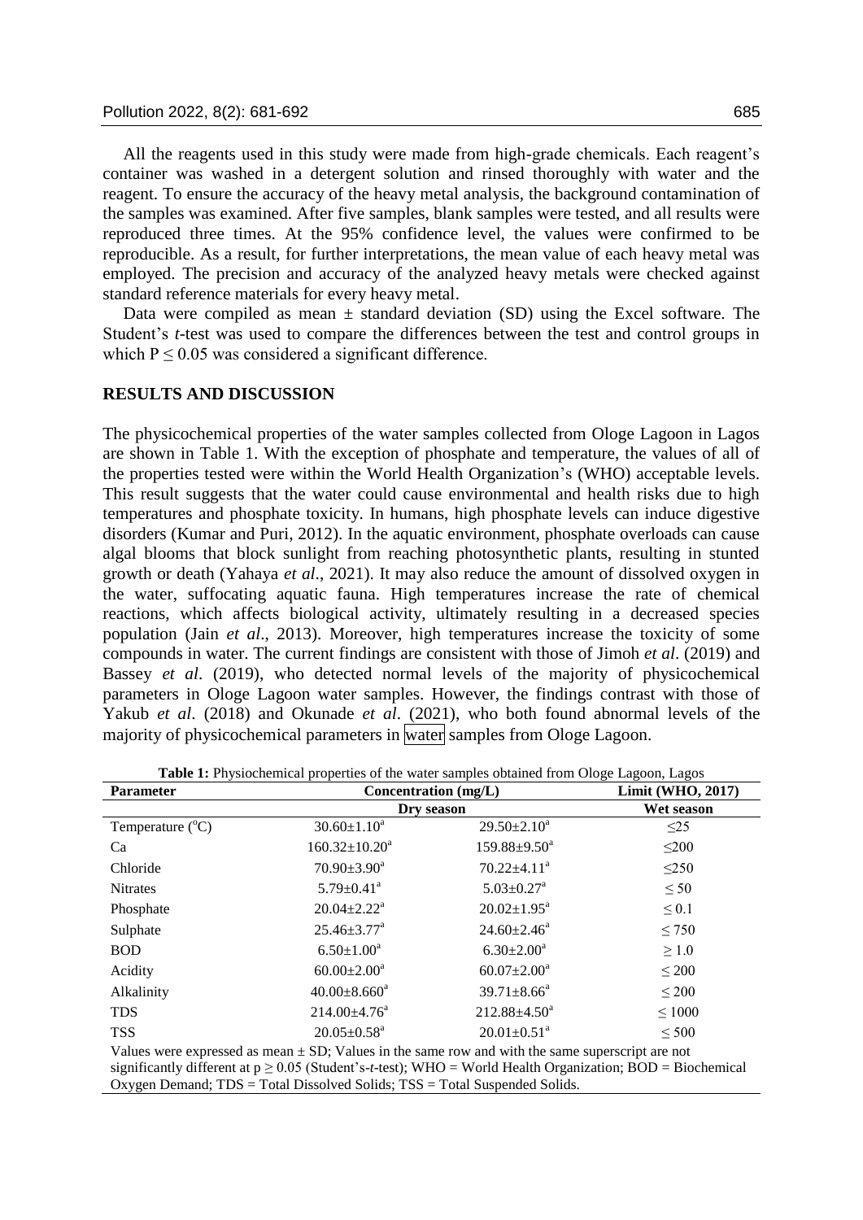All the reagents used in this study were made from high-grade chemicals. Each reagent's container was washed in a detergent solution and rinsed thoroughly with water and the reagent. To ensure the accuracy of the heavy metal analysis, the background contamination of the samples was examined. After five samples, blank samples were tested, and all results were reproduced three times. At the 95% confidence level, the values were confirmed to be reproducible. As a result, for further interpretations, the mean value of each heavy metal was employed. The precision and accuracy of the analyzed heavy metals were checked against standard reference materials for every heavy metal.

Data were compiled as mean ± standard deviation (SD) using the Excel software. The Student's *t*-test was used to compare the differences between the test and control groups in which $P \leq 0.05$ was considered a significant difference.

## RESULTS AND DISCUSSION

The physicochemical properties of the water samples collected from Ologe Lagoon in Lagos are shown in Table 1. With the exception of phosphate and temperature, the values of all of the properties tested were within the World Health Organization's (WHO) acceptable levels. This result suggests that the water could cause environmental and health risks due to high temperatures and phosphate toxicity. In humans, high phosphate levels can induce digestive disorders (Kumar and Puri, 2012). In the aquatic environment, phosphate overloads can cause algal blooms that block sunlight from reaching photosynthetic plants, resulting in stunted growth or death (Yahaya *et al*., 2021). It may also reduce the amount of dissolved oxygen in the water, suffocating aquatic fauna. High temperatures increase the rate of chemical reactions, which affects biological activity, ultimately resulting in a decreased species population (Jain *et al*., 2013). Moreover, high temperatures increase the toxicity of some compounds in water. The current findings are consistent with those of Jimoh *et al*. (2019) and Bassey *et al*. (2019), who detected normal levels of the majority of physicochemical parameters in Ologe Lagoon water samples. However, the findings contrast with those of Yakub *et al*. (2018) and Okunade *et al*. (2021), who both found abnormal levels of the majority of physicochemical parameters in water samples from Ologe Lagoon.

**Table 1:** Physiochemical properties of the water samples obtained from Ologe Lagoon, Lagos

| Parameter | Concentration (mg/L) | | Limit (WHO, 2017) |
|---|---|---|---|
| | Dry season | | Wet season |
| Temperature (°C) | 30.60±1.10[a] | 29.50±2.10[a] | ≤25 |
| Ca | 160.32±10.20[a] | 159.88±9.50[a] | ≤200 |
| Chloride | 70.90±3.90[a] | 70.22±4.11[a] | ≤250 |
| Nitrates | 5.79±0.41[a] | 5.03±0.27[a] | ≤ 50 |
| Phosphate | 20.04±2.22[a] | 20.02±1.95[a] | ≤ 0.1 |
| Sulphate | 25.46±3.77[a] | 24.60±2.46[a] | ≤ 750 |
| BOD | 6.50±1.00[a] | 6.30±2.00[a] | ≥ 1.0 |
| Acidity | 60.00±2.00[a] | 60.07±2.00[a] | ≤ 200 |
| Alkalinity | 40.00±8.660[a] | 39.71±8.66[a] | ≤ 200 |
| TDS | 214.00±4.76[a] | 212.88±4.50[a] | ≤ 1000 |
| TSS | 20.05±0.58[a] | 20.01±0.51[a] | ≤ 500 |

Values were expressed as mean ± SD; Values in the same row and with the same superscript are not significantly different at $p \geq 0.05$ (Student's-*t*-test); WHO = World Health Organization; BOD = Biochemical Oxygen Demand; TDS = Total Dissolved Solids; TSS = Total Suspended Solids.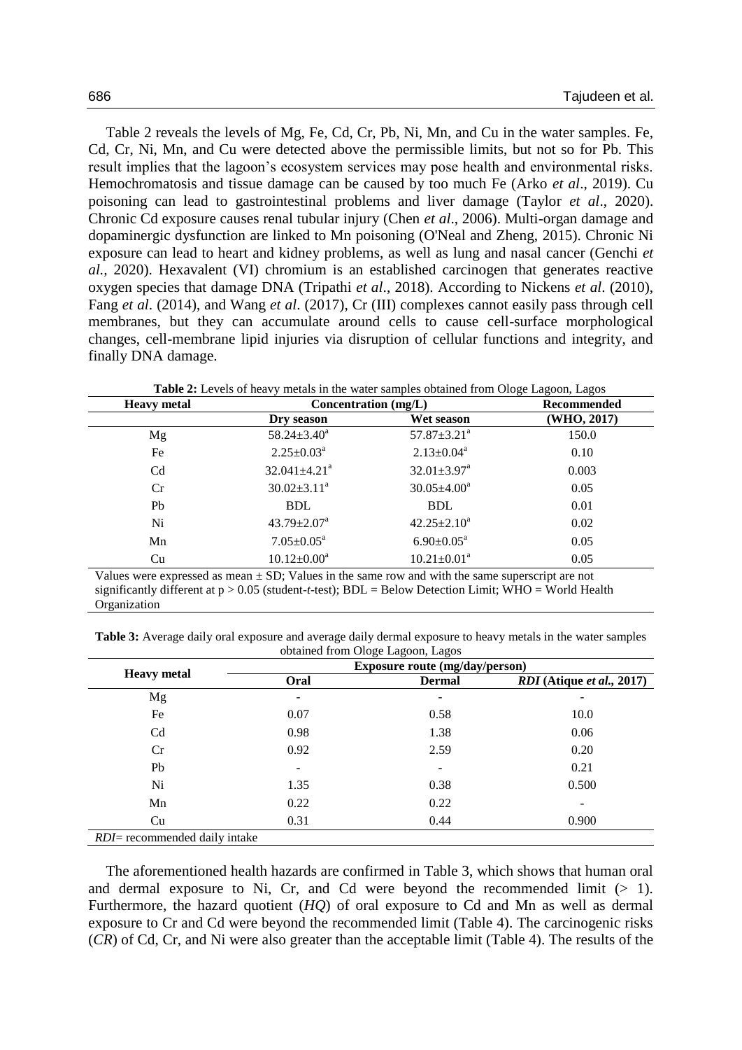Table 2 reveals the levels of Mg, Fe, Cd, Cr, Pb, Ni, Mn, and Cu in the water samples. Fe, Cd, Cr, Ni, Mn, and Cu were detected above the permissible limits, but not so for Pb. This result implies that the lagoon's ecosystem services may pose health and environmental risks. Hemochromatosis and tissue damage can be caused by too much Fe (Arko *et al*., 2019). Cu poisoning can lead to gastrointestinal problems and liver damage (Taylor *et al*., 2020). Chronic Cd exposure causes renal tubular injury (Chen *et al*., 2006). Multi-organ damage and dopaminergic dysfunction are linked to Mn poisoning (O'Neal and Zheng, 2015). Chronic Ni exposure can lead to heart and kidney problems, as well as lung and nasal cancer (Genchi *et al.,* 2020). Hexavalent (VI) chromium is an established carcinogen that generates reactive oxygen species that damage DNA (Tripathi *et al*., 2018). According to Nickens *et al*. (2010), Fang *et al*. (2014), and Wang *et al*. (2017), Cr (III) complexes cannot easily pass through cell membranes, but they can accumulate around cells to cause cell-surface morphological changes, cell-membrane lipid injuries via disruption of cellular functions and integrity, and finally DNA damage.

**Table 2:** Levels of heavy metals in the water samples obtained from Ologe Lagoon, Lagos

| Heavy metal | Concentration (mg/L) | | Recommended |
|---|---|---|---|
| | Dry season | Wet season | (WHO, 2017) |
| Mg | $58.24 \pm 3.40^{a}$ | $57.87 \pm 3.21^{a}$ | 150.0 |
| Fe | $2.25 \pm 0.03^{a}$ | $2.13 \pm 0.04^{a}$ | 0.10 |
| Cd | $32.041 \pm 4.21^{a}$ | $32.01 \pm 3.97^{a}$ | 0.003 |
| Cr | $30.02 \pm 3.11^{a}$ | $30.05 \pm 4.00^{a}$ | 0.05 |
| Pb | BDL | BDL | 0.01 |
| Ni | $43.79 \pm 2.07^{a}$ | $42.25 \pm 2.10^{a}$ | 0.02 |
| Mn | $7.05 \pm 0.05^{a}$ | $6.90 \pm 0.05^{a}$ | 0.05 |
| Cu | $10.12 \pm 0.00^{a}$ | $10.21 \pm 0.01^{a}$ | 0.05 |

Values were expressed as mean ± SD; Values in the same row and with the same superscript are not significantly different at $p > 0.05$ (student-*t*-test); BDL = Below Detection Limit; WHO = World Health Organization

**Table 3:** Average daily oral exposure and average daily dermal exposure to heavy metals in the water samples obtained from Ologe Lagoon, Lagos

| Heavy metal | Exposure route (mg/day/person) | | |
|---|---|---|---|
| | Oral | Dermal | *RDI* (Atique *et al.,* 2017) |
| Mg | - | - | - |
| Fe | 0.07 | 0.58 | 10.0 |
| Cd | 0.98 | 1.38 | 0.06 |
| Cr | 0.92 | 2.59 | 0.20 |
| Pb | - | - | 0.21 |
| Ni | 1.35 | 0.38 | 0.500 |
| Mn | 0.22 | 0.22 | - |
| Cu | 0.31 | 0.44 | 0.900 |

*RDI*= recommended daily intake

The aforementioned health hazards are confirmed in Table 3, which shows that human oral and dermal exposure to Ni, Cr, and Cd were beyond the recommended limit (> 1). Furthermore, the hazard quotient (*HQ*) of oral exposure to Cd and Mn as well as dermal exposure to Cr and Cd were beyond the recommended limit (Table 4). The carcinogenic risks (*CR*) of Cd, Cr, and Ni were also greater than the acceptable limit (Table 4). The results of the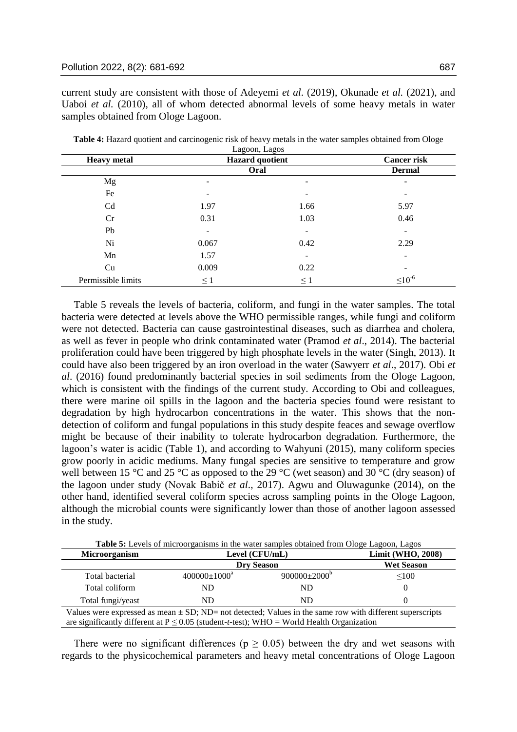current study are consistent with those of Adeyemi *et al*. (2019), Okunade *et al.* (2021), and Uaboi *et al.* (2010), all of whom detected abnormal levels of some heavy metals in water samples obtained from Ologe Lagoon.

**Table 4:** Hazard quotient and carcinogenic risk of heavy metals in the water samples obtained from Ologe Lagoon, Lagos

| Heavy metal | Hazard quotient | | Cancer risk |
|---|---|---|---|
| | Oral | | Dermal |
| Mg | - | - | - |
| Fe | - | - | - |
| Cd | 1.97 | 1.66 | 5.97 |
| Cr | 0.31 | 1.03 | 0.46 |
| Pb | - | - | - |
| Ni | 0.067 | 0.42 | 2.29 |
| Mn | 1.57 | - | - |
| Cu | 0.009 | 0.22 | - |
| Permissible limits | $\leq 1$ | $\leq 1$ | $\leq 10^{-6}$ |

Table 5 reveals the levels of bacteria, coliform, and fungi in the water samples. The total bacteria were detected at levels above the WHO permissible ranges, while fungi and coliform were not detected. Bacteria can cause gastrointestinal diseases, such as diarrhea and cholera, as well as fever in people who drink contaminated water (Pramod *et al*., 2014). The bacterial proliferation could have been triggered by high phosphate levels in the water (Singh, 2013). It could have also been triggered by an iron overload in the water (Sawyerr *et al*., 2017). Obi *et al*. (2016) found predominantly bacterial species in soil sediments from the Ologe Lagoon, which is consistent with the findings of the current study. According to Obi and colleagues, there were marine oil spills in the lagoon and the bacteria species found were resistant to degradation by high hydrocarbon concentrations in the water. This shows that the non-detection of coliform and fungal populations in this study despite feaces and sewage overflow might be because of their inability to tolerate hydrocarbon degradation. Furthermore, the lagoon's water is acidic (Table 1), and according to Wahyuni (2015), many coliform species grow poorly in acidic mediums. Many fungal species are sensitive to temperature and grow well between 15 °C and 25 °C as opposed to the 29 °C (wet season) and 30 °C (dry season) of the lagoon under study (Novak Babič *et al*., 2017). Agwu and Oluwagunke (2014), on the other hand, identified several coliform species across sampling points in the Ologe Lagoon, although the microbial counts were significantly lower than those of another lagoon assessed in the study.

**Table 5:** Levels of microorganisms in the water samples obtained from Ologe Lagoon, Lagos

| Microorganism | Level (CFU/mL) | | Limit (WHO, 2008) |
|---|---|---|---|
| | Dry Season | | Wet Season |
| Total bacterial | $400000 \pm 1000^{a}$ | $900000 \pm 2000^{b}$ | $\leq 100$ |
| Total coliform | ND | ND | 0 |
| Total fungi/yeast | ND | ND | 0 |

Values were expressed as mean ± SD; ND= not detected; Values in the same row with different superscripts are significantly different at $P \leq 0.05$ (student-*t*-test); WHO = World Health Organization

There were no significant differences ($p \geq 0.05$) between the dry and wet seasons with regards to the physicochemical parameters and heavy metal concentrations of Ologe Lagoon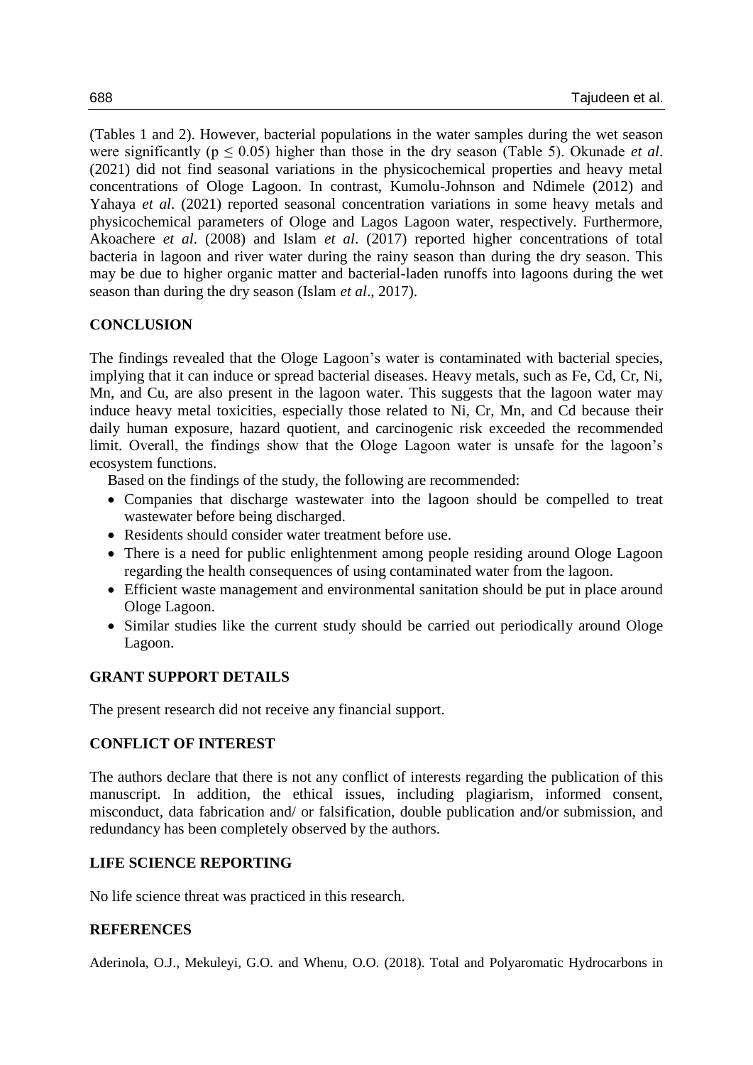(Tables 1 and 2). However, bacterial populations in the water samples during the wet season were significantly ($p \leq 0.05$) higher than those in the dry season (Table 5). Okunade *et al*. (2021) did not find seasonal variations in the physicochemical properties and heavy metal concentrations of Ologe Lagoon. In contrast, Kumolu-Johnson and Ndimele (2012) and Yahaya *et al*. (2021) reported seasonal concentration variations in some heavy metals and physicochemical parameters of Ologe and Lagos Lagoon water, respectively. Furthermore, Akoachere *et al*. (2008) and Islam *et al*. (2017) reported higher concentrations of total bacteria in lagoon and river water during the rainy season than during the dry season. This may be due to higher organic matter and bacterial-laden runoffs into lagoons during the wet season than during the dry season (Islam *et al*., 2017).

## CONCLUSION

The findings revealed that the Ologe Lagoon's water is contaminated with bacterial species, implying that it can induce or spread bacterial diseases. Heavy metals, such as Fe, Cd, Cr, Ni, Mn, and Cu, are also present in the lagoon water. This suggests that the lagoon water may induce heavy metal toxicities, especially those related to Ni, Cr, Mn, and Cd because their daily human exposure, hazard quotient, and carcinogenic risk exceeded the recommended limit. Overall, the findings show that the Ologe Lagoon water is unsafe for the lagoon's ecosystem functions.

Based on the findings of the study, the following are recommended:

- Companies that discharge wastewater into the lagoon should be compelled to treat wastewater before being discharged.
- Residents should consider water treatment before use.
- There is a need for public enlightenment among people residing around Ologe Lagoon regarding the health consequences of using contaminated water from the lagoon.
- Efficient waste management and environmental sanitation should be put in place around Ologe Lagoon.
- Similar studies like the current study should be carried out periodically around Ologe Lagoon.

## GRANT SUPPORT DETAILS

The present research did not receive any financial support.

## CONFLICT OF INTEREST

The authors declare that there is not any conflict of interests regarding the publication of this manuscript. In addition, the ethical issues, including plagiarism, informed consent, misconduct, data fabrication and/ or falsification, double publication and/or submission, and redundancy has been completely observed by the authors.

## LIFE SCIENCE REPORTING

No life science threat was practiced in this research.

## REFERENCES

Aderinola, O.J., Mekuleyi, G.O. and Whenu, O.O. (2018). Total and Polyaromatic Hydrocarbons in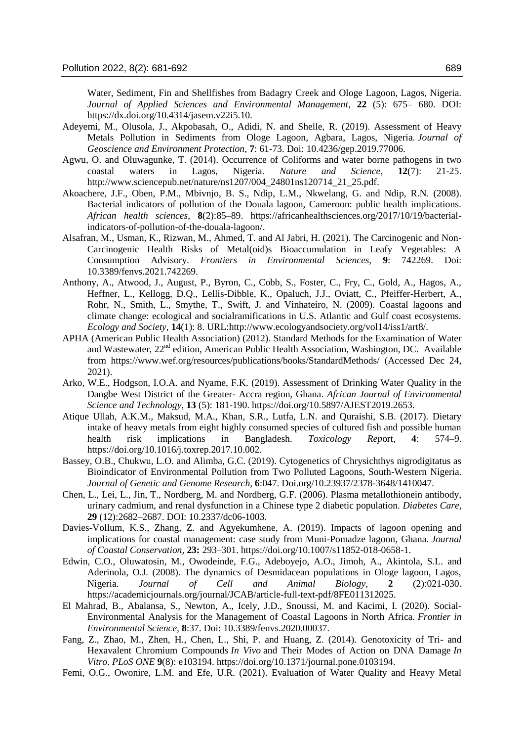Water, Sediment, Fin and Shellfishes from Badagry Creek and Ologe Lagoon, Lagos, Nigeria. *Journal of Applied Sciences and Environmental Management*, **22** (5): 675– 680. DOI: https://dx.doi.org/10.4314/jasem.v22i5.10.

Adeyemi, M., Olusola, J., Akpobasah, O., Adidi, N. and Shelle, R. (2019). Assessment of Heavy Metals Pollution in Sediments from Ologe Lagoon, Agbara, Lagos, Nigeria. *Journal of Geoscience and Environment Protection*, **7**: 61-73. Doi: 10.4236/gep.2019.77006.

Agwu, O. and Oluwagunke, T. (2014). Occurrence of Coliforms and water borne pathogens in two coastal waters in Lagos, Nigeria. *Nature and Science*, **12**(7): 21-25. http://www.sciencepub.net/nature/ns1207/004_24801ns120714_21_25.pdf.

Akoachere, J.F., Oben, P.M., Mbivnjo, B. S., Ndip, L.M., Nkwelang, G. and Ndip, R.N. (2008). Bacterial indicators of pollution of the Douala lagoon, Cameroon: public health implications. *African health sciences*, **8**(2):85–89. https://africanhealthsciences.org/2017/10/19/bacterial-indicators-of-pollution-of-the-douala-lagoon/.

Alsafran, M., Usman, K., Rizwan, M., Ahmed, T. and Al Jabri, H. (2021). The Carcinogenic and Non-Carcinogenic Health Risks of Metal(oid)s Bioaccumulation in Leafy Vegetables: A Consumption Advisory. *Frontiers in Environmental Sciences*, **9**: 742269. Doi: 10.3389/fenvs.2021.742269.

Anthony, A., Atwood, J., August, P., Byron, C., Cobb, S., Foster, C., Fry, C., Gold, A., Hagos, A., Heffner, L., Kellogg, D.Q., Lellis-Dibble, K., Opaluch, J.J., Oviatt, C., Pfeiffer-Herbert, A., Rohr, N., Smith, L., Smythe, T., Swift, J. and Vinhateiro, N. (2009). Coastal lagoons and climate change: ecological and socialramifications in U.S. Atlantic and Gulf coast ecosystems. *Ecology and Society*, **14**(1): 8. URL:http://www.ecologyandsociety.org/vol14/iss1/art8/.

APHA (American Public Health Association) (2012). Standard Methods for the Examination of Water and Wastewater, 22nd edition, American Public Health Association, Washington, DC. Available from https://www.wef.org/resources/publications/books/StandardMethods/ (Accessed Dec 24, 2021).

Arko, W.E., Hodgson, I.O.A. and Nyame, F.K. (2019). Assessment of Drinking Water Quality in the Dangbe West District of the Greater- Accra region, Ghana. *African Journal of Environmental Science and Technology*, **13** (5): 181-190. https://doi.org/10.5897/AJEST2019.2653.

Atique Ullah, A.K.M., Maksud, M.A., Khan, S.R., Lutfa, L.N. and Quraishi, S.B. (2017). Dietary intake of heavy metals from eight highly consumed species of cultured fish and possible human health risk implications in Bangladesh. *Toxicology Rep*ort, **4**: 574–9. https://doi.org/10.1016/j.toxrep.2017.10.002.

Bassey, O.B., Chukwu, L.O. and Alimba, G.C. (2019). Cytogenetics of Chrysichthys nigrodigitatus as Bioindicator of Environmental Pollution from Two Polluted Lagoons, South-Western Nigeria. *Journal of Genetic and Genome Research*, **6**:047. Doi.org/10.23937/2378-3648/1410047.

Chen, L., Lei, L., Jin, T., Nordberg, M. and Nordberg, G.F. (2006). Plasma metallothionein antibody, urinary cadmium, and renal dysfunction in a Chinese type 2 diabetic population. *Diabetes Care*, **29** (12):2682–2687. DOI: 10.2337/dc06-1003.

Davies-Vollum, K.S., Zhang, Z. and Agyekumhene, A. (2019). Impacts of lagoon opening and implications for coastal management: case study from Muni-Pomadze lagoon, Ghana. *Journal of Coastal Conservation,* **23:** 293–301. https://doi.org/10.1007/s11852-018-0658-1.

Edwin, C.O., Oluwatosin, M., Owodeinde, F.G., Adeboyejo, A.O., Jimoh, A., Akintola, S.L. and Aderinola, O.J. (2008). The dynamics of Desmidacean populations in Ologe lagoon, Lagos, Nigeria. *Journal of Cell and Animal Biology*, **2** (2):021-030. https://academicjournals.org/journal/JCAB/article-full-text-pdf/8FE011312025.

El Mahrad, B., Abalansa, S., Newton, A., Icely, J.D., Snoussi, M. and Kacimi, I. (2020). Social-Environmental Analysis for the Management of Coastal Lagoons in North Africa. *Frontier in Environmental Science*, **8**:37. Doi: 10.3389/fenvs.2020.00037.

Fang, Z., Zhao, M., Zhen, H., Chen, L., Shi, P. and Huang, Z. (2014). Genotoxicity of Tri- and Hexavalent Chromium Compounds *In Vivo* and Their Modes of Action on DNA Damage *In Vitro*. *PLoS ONE* **9**(8): e103194. https://doi.org/10.1371/journal.pone.0103194.

Femi, O.G., Owonire, L.M. and Efe, U.R. (2021). Evaluation of Water Quality and Heavy Metal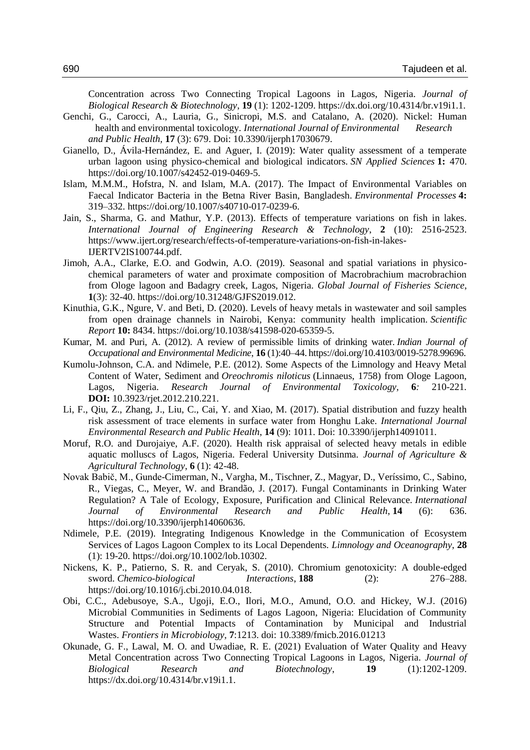Concentration across Two Connecting Tropical Lagoons in Lagos, Nigeria. *Journal of Biological Research & Biotechnology*, **19** (1): 1202-1209. https://dx.doi.org/10.4314/br.v19i1.1.

Genchi, G., Carocci, A., Lauria, G., Sinicropi, M.S. and Catalano, A. (2020). Nickel: Human health and environmental toxicology. *International Journal of Environmental Research and Public Health*, **17** (3): 679. Doi: 10.3390/ijerph17030679.

Gianello, D., Ávila-Hernández, E. and Aguer, I. (2019): Water quality assessment of a temperate urban lagoon using physico-chemical and biological indicators. *SN Applied Sciences* **1:** 470. https://doi.org/10.1007/s42452-019-0469-5.

Islam, M.M.M., Hofstra, N. and Islam, M.A. (2017). The Impact of Environmental Variables on Faecal Indicator Bacteria in the Betna River Basin, Bangladesh. *Environmental Processes* **4:** 319–332. https://doi.org/10.1007/s40710-017-0239-6.

Jain, S., Sharma, G. and Mathur, Y.P. (2013). Effects of temperature variations on fish in lakes. *International Journal of Engineering Research & Technology*, **2** (10): 2516-2523. https://www.ijert.org/research/effects-of-temperature-variations-on-fish-in-lakes-IJERTV2IS100744.pdf.

Jimoh, A.A., Clarke, E.O. and Godwin, A.O. (2019). Seasonal and spatial variations in physico-chemical parameters of water and proximate composition of Macrobrachium macrobrachion from Ologe lagoon and Badagry creek, Lagos, Nigeria. *Global Journal of Fisheries Science*, **1**(3): 32-40. https://doi.org/10.31248/GJFS2019.012.

Kinuthia, G.K., Ngure, V. and Beti, D. (2020). Levels of heavy metals in wastewater and soil samples from open drainage channels in Nairobi, Kenya: community health implication. *Scientific Report* **10:** 8434. https://doi.org/10.1038/s41598-020-65359-5.

Kumar, M. and Puri, A. (2012). A review of permissible limits of drinking water. *Indian Journal of Occupational and Environmental Medicine*, **16** (1):40–44. https://doi.org/10.4103/0019-5278.99696.

Kumolu-Johnson, C.A. and Ndimele, P.E. (2012). Some Aspects of the Limnology and Heavy Metal Content of Water, Sediment and *Oreochromis niloticus* (Linnaeus, 1758) from Ologe Lagoon, Lagos, Nigeria. *Research Journal of Environmental Toxicology*, **6***:* 210-221. **DOI:** 10.3923/rjet.2012.210.221.

Li, F., Qiu, Z., Zhang, J., Liu, C., Cai, Y. and Xiao, M. (2017). Spatial distribution and fuzzy health risk assessment of trace elements in surface water from Honghu Lake. *International Journal Environmental Research and Public Health*, **14** (9): 1011. Doi: 10.3390/ijerph14091011.

Moruf, R.O. and Durojaiye, A.F. (2020). Health risk appraisal of selected heavy metals in edible aquatic molluscs of Lagos, Nigeria. Federal University Dutsinma. *Journal of Agriculture & Agricultural Technology*, **6** (1): 42-48.

Novak Babič, M., Gunde-Cimerman, N., Vargha, M., Tischner, Z., Magyar, D., Veríssimo, C., Sabino, R., Viegas, C., Meyer, W. and Brandão, J. (2017). Fungal Contaminants in Drinking Water Regulation? A Tale of Ecology, Exposure, Purification and Clinical Relevance. *International Journal of Environmental Research and Public Health*, **14** (6): 636. https://doi.org/10.3390/ijerph14060636.

Ndimele, P.E. (2019). Integrating Indigenous Knowledge in the Communication of Ecosystem Services of Lagos Lagoon Complex to its Local Dependents. *Limnology and Oceanography*, **28** (1): 19-20. https://doi.org/10.1002/lob.10302.

Nickens, K. P., Patierno, S. R. and Ceryak, S. (2010). Chromium genotoxicity: A double-edged sword. *Chemico-biological Interactions*, **188** (2): 276–288. https://doi.org/10.1016/j.cbi.2010.04.018.

Obi, C.C., Adebusoye, S.A., Ugoji, E.O., Ilori, M.O., Amund, O.O. and Hickey, W.J. (2016) Microbial Communities in Sediments of Lagos Lagoon, Nigeria: Elucidation of Community Structure and Potential Impacts of Contamination by Municipal and Industrial Wastes. *Frontiers in Microbiology*, **7**:1213. doi: 10.3389/fmicb.2016.01213

Okunade, G. F., Lawal, M. O. and Uwadiae, R. E. (2021) Evaluation of Water Quality and Heavy Metal Concentration across Two Connecting Tropical Lagoons in Lagos, Nigeria. *Journal of Biological Research and Biotechnology*, **19** (1):1202-1209. https://dx.doi.org/10.4314/br.v19i1.1.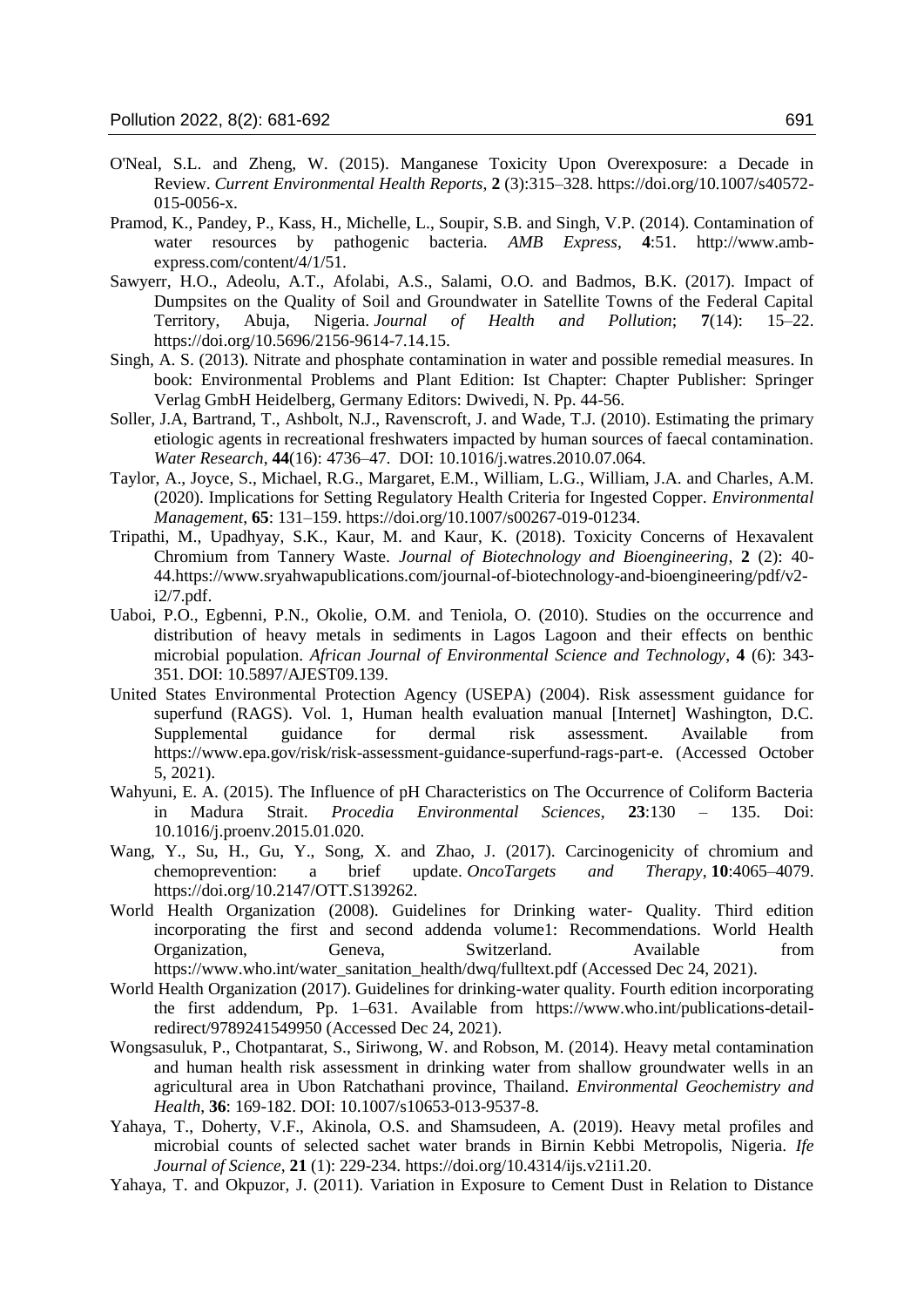O'Neal, S.L. and Zheng, W. (2015). Manganese Toxicity Upon Overexposure: a Decade in Review. *Current Environmental Health Reports*, **2** (3):315–328. https://doi.org/10.1007/s40572-015-0056-x.

Pramod, K., Pandey, P., Kass, H., Michelle, L., Soupir, S.B. and Singh, V.P. (2014). Contamination of water resources by pathogenic bacteria. *AMB Express*, **4**:51. http://www.amb-express.com/content/4/1/51.

Sawyerr, H.O., Adeolu, A.T., Afolabi, A.S., Salami, O.O. and Badmos, B.K. (2017). Impact of Dumpsites on the Quality of Soil and Groundwater in Satellite Towns of the Federal Capital Territory, Abuja, Nigeria. *Journal of Health and Pollution*; **7**(14): 15–22. https://doi.org/10.5696/2156-9614-7.14.15.

Singh, A. S. (2013). Nitrate and phosphate contamination in water and possible remedial measures. In book: Environmental Problems and Plant Edition: Ist Chapter: Chapter Publisher: Springer Verlag GmbH Heidelberg, Germany Editors: Dwivedi, N. Pp. 44-56.

Soller, J.A, Bartrand, T., Ashbolt, N.J., Ravenscroft, J. and Wade, T.J. (2010). Estimating the primary etiologic agents in recreational freshwaters impacted by human sources of faecal contamination. *Water Research*, **44**(16): 4736–47. DOI: 10.1016/j.watres.2010.07.064.

Taylor, A., Joyce, S., Michael, R.G., Margaret, E.M., William, L.G., William, J.A. and Charles, A.M. (2020). Implications for Setting Regulatory Health Criteria for Ingested Copper. *Environmental Management*, **65**: 131–159. https://doi.org/10.1007/s00267-019-01234.

Tripathi, M., Upadhyay, S.K., Kaur, M. and Kaur, K. (2018). Toxicity Concerns of Hexavalent Chromium from Tannery Waste. *Journal of Biotechnology and Bioengineering*, **2** (2): 40-44.https://www.sryahwapublications.com/journal-of-biotechnology-and-bioengineering/pdf/v2-i2/7.pdf.

Uaboi, P.O., Egbenni, P.N., Okolie, O.M. and Teniola, O. (2010). Studies on the occurrence and distribution of heavy metals in sediments in Lagos Lagoon and their effects on benthic microbial population. *African Journal of Environmental Science and Technology*, **4** (6): 343-351. DOI: 10.5897/AJEST09.139.

United States Environmental Protection Agency (USEPA) (2004). Risk assessment guidance for superfund (RAGS). Vol. 1, Human health evaluation manual [Internet] Washington, D.C. Supplemental guidance for dermal risk assessment. Available from https://www.epa.gov/risk/risk-assessment-guidance-superfund-rags-part-e. (Accessed October 5, 2021).

Wahyuni, E. A. (2015). The Influence of pH Characteristics on The Occurrence of Coliform Bacteria in Madura Strait. *Procedia Environmental Sciences*, **23**:130 – 135. Doi: 10.1016/j.proenv.2015.01.020.

Wang, Y., Su, H., Gu, Y., Song, X. and Zhao, J. (2017). Carcinogenicity of chromium and chemoprevention: a brief update. *OncoTargets and Therapy*, **10**:4065–4079. https://doi.org/10.2147/OTT.S139262.

World Health Organization (2008). Guidelines for Drinking water- Quality. Third edition incorporating the first and second addenda volume1: Recommendations. World Health Organization, Geneva, Switzerland. Available from https://www.who.int/water_sanitation_health/dwq/fulltext.pdf (Accessed Dec 24, 2021).

World Health Organization (2017). Guidelines for drinking-water quality. Fourth edition incorporating the first addendum, Pp. 1–631. Available from https://www.who.int/publications-detail-redirect/9789241549950 (Accessed Dec 24, 2021).

Wongsasuluk, P., Chotpantarat, S., Siriwong, W. and Robson, M. (2014). Heavy metal contamination and human health risk assessment in drinking water from shallow groundwater wells in an agricultural area in Ubon Ratchathani province, Thailand. *Environmental Geochemistry and Health*, **36**: 169-182. DOI: 10.1007/s10653-013-9537-8.

Yahaya, T., Doherty, V.F., Akinola, O.S. and Shamsudeen, A. (2019). Heavy metal profiles and microbial counts of selected sachet water brands in Birnin Kebbi Metropolis, Nigeria. *Ife Journal of Science*, **21** (1): 229-234. https://doi.org/10.4314/ijs.v21i1.20.

Yahaya, T. and Okpuzor, J. (2011). Variation in Exposure to Cement Dust in Relation to Distance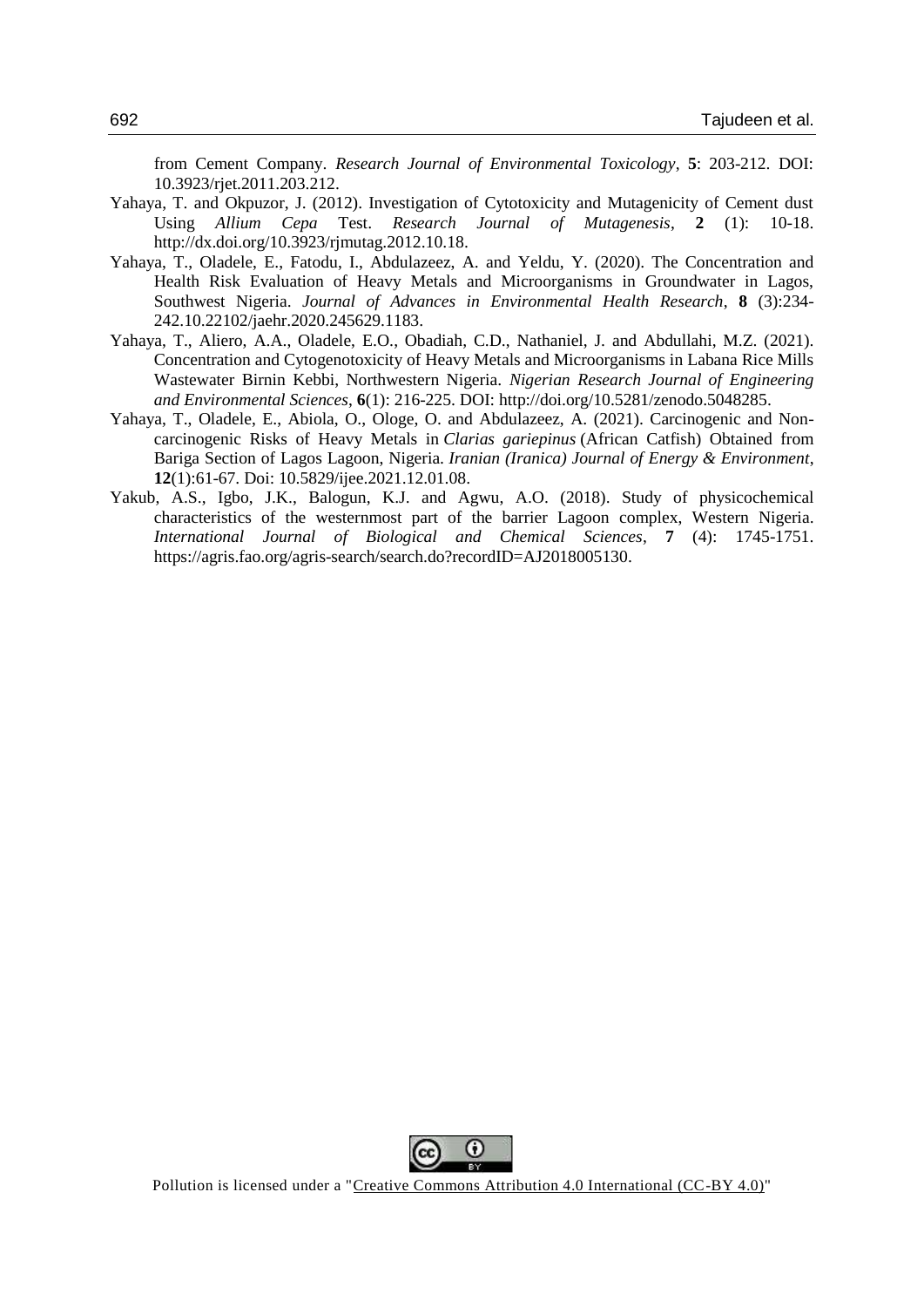from Cement Company. *Research Journal of Environmental Toxicology*, **5**: 203-212. DOI: 10.3923/rjet.2011.203.212.

Yahaya, T. and Okpuzor, J. (2012). Investigation of Cytotoxicity and Mutagenicity of Cement dust Using *Allium Cepa* Test. *Research Journal of Mutagenesis*, **2** (1): 10-18. http://dx.doi.org/10.3923/rjmutag.2012.10.18.

Yahaya, T., Oladele, E., Fatodu, I., Abdulazeez, A. and Yeldu, Y. (2020). The Concentration and Health Risk Evaluation of Heavy Metals and Microorganisms in Groundwater in Lagos, Southwest Nigeria. *Journal of Advances in Environmental Health Research*, **8** (3):234-242.10.22102/jaehr.2020.245629.1183.

Yahaya, T., Aliero, A.A., Oladele, E.O., Obadiah, C.D., Nathaniel, J. and Abdullahi, M.Z. (2021). Concentration and Cytogenotoxicity of Heavy Metals and Microorganisms in Labana Rice Mills Wastewater Birnin Kebbi, Northwestern Nigeria. *Nigerian Research Journal of Engineering and Environmental Sciences*, **6**(1): 216-225. DOI: http://doi.org/10.5281/zenodo.5048285.

Yahaya, T., Oladele, E., Abiola, O., Ologe, O. and Abdulazeez, A. (2021). Carcinogenic and Non-carcinogenic Risks of Heavy Metals in *Clarias gariepinus* (African Catfish) Obtained from Bariga Section of Lagos Lagoon, Nigeria. *Iranian (Iranica) Journal of Energy & Environment*, **12**(1):61-67. Doi: 10.5829/ijee.2021.12.01.08.

Yakub, A.S., Igbo, J.K., Balogun, K.J. and Agwu, A.O. (2018). Study of physicochemical characteristics of the westernmost part of the barrier Lagoon complex, Western Nigeria. *International Journal of Biological and Chemical Sciences*, **7** (4): 1745-1751. https://agris.fao.org/agris-search/search.do?recordID=AJ2018005130.

Pollution is licensed under a "Creative Commons Attribution 4.0 International (CC-BY 4.0)"